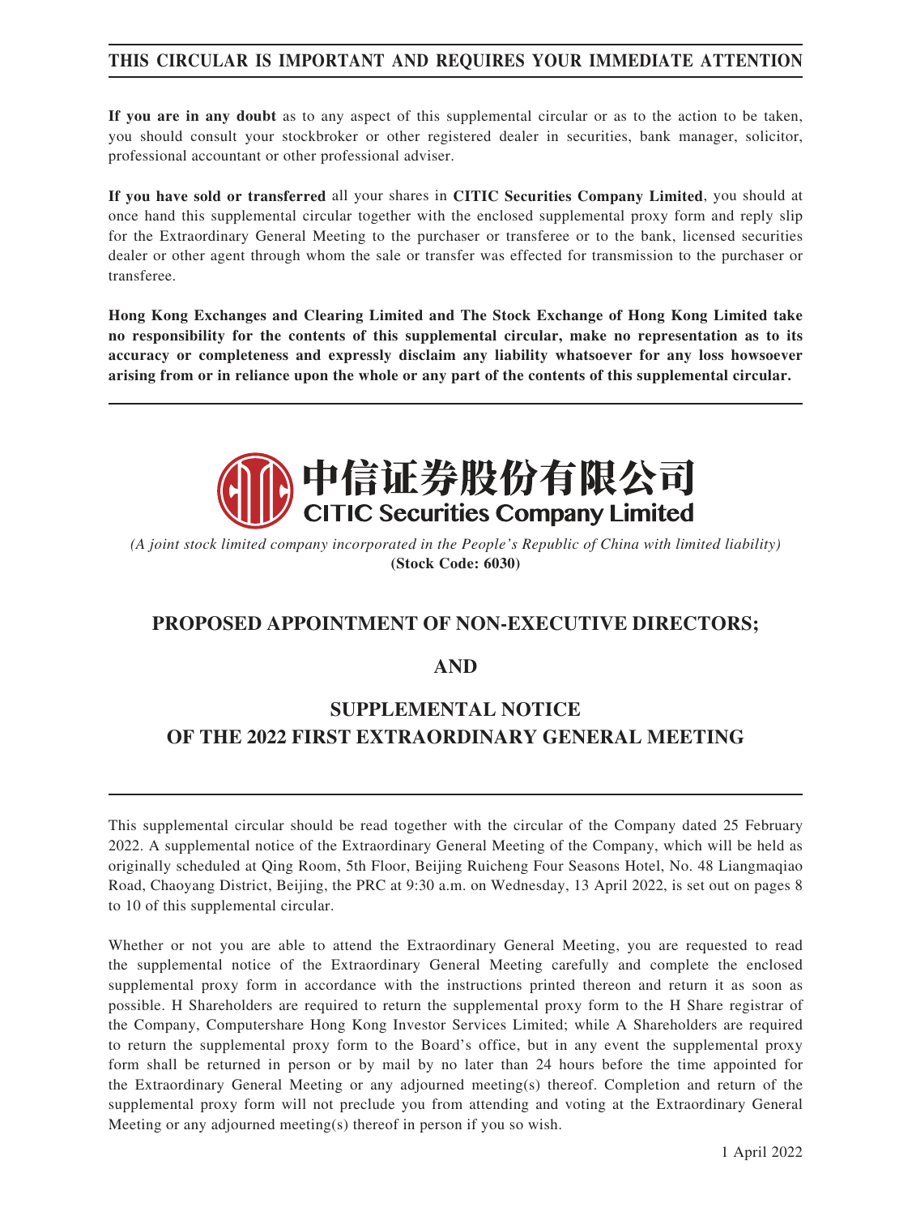**THIS CIRCULAR IS IMPORTANT AND REQUIRES YOUR IMMEDIATE ATTENTION**

**If you are in any doubt** as to any aspect of this supplemental circular or as to the action to be taken, you should consult your stockbroker or other registered dealer in securities, bank manager, solicitor, professional accountant or other professional adviser.

**If you have sold or transferred** all your shares in **CITIC Securities Company Limited**, you should at once hand this supplemental circular together with the enclosed supplemental proxy form and reply slip for the Extraordinary General Meeting to the purchaser or transferee or to the bank, licensed securities dealer or other agent through whom the sale or transfer was effected for transmission to the purchaser or transferee.

**Hong Kong Exchanges and Clearing Limited and The Stock Exchange of Hong Kong Limited take no responsibility for the contents of this supplemental circular, make no representation as to its accuracy or completeness and expressly disclaim any liability whatsoever for any loss howsoever arising from or in reliance upon the whole or any part of the contents of this supplemental circular.**

**中信证券股份有限公司**
**CITIC Securities Company Limited**

*(A joint stock limited company incorporated in the People's Republic of China with limited liability)*
**(Stock Code: 6030)**

# PROPOSED APPOINTMENT OF NON-EXECUTIVE DIRECTORS;

# AND

# SUPPLEMENTAL NOTICE OF THE 2022 FIRST EXTRAORDINARY GENERAL MEETING

This supplemental circular should be read together with the circular of the Company dated 25 February 2022. A supplemental notice of the Extraordinary General Meeting of the Company, which will be held as originally scheduled at Qing Room, 5th Floor, Beijing Ruicheng Four Seasons Hotel, No. 48 Liangmaqiao Road, Chaoyang District, Beijing, the PRC at 9:30 a.m. on Wednesday, 13 April 2022, is set out on pages 8 to 10 of this supplemental circular.

Whether or not you are able to attend the Extraordinary General Meeting, you are requested to read the supplemental notice of the Extraordinary General Meeting carefully and complete the enclosed supplemental proxy form in accordance with the instructions printed thereon and return it as soon as possible. H Shareholders are required to return the supplemental proxy form to the H Share registrar of the Company, Computershare Hong Kong Investor Services Limited; while A Shareholders are required to return the supplemental proxy form to the Board's office, but in any event the supplemental proxy form shall be returned in person or by mail by no later than 24 hours before the time appointed for the Extraordinary General Meeting or any adjourned meeting(s) thereof. Completion and return of the supplemental proxy form will not preclude you from attending and voting at the Extraordinary General Meeting or any adjourned meeting(s) thereof in person if you so wish.

1 April 2022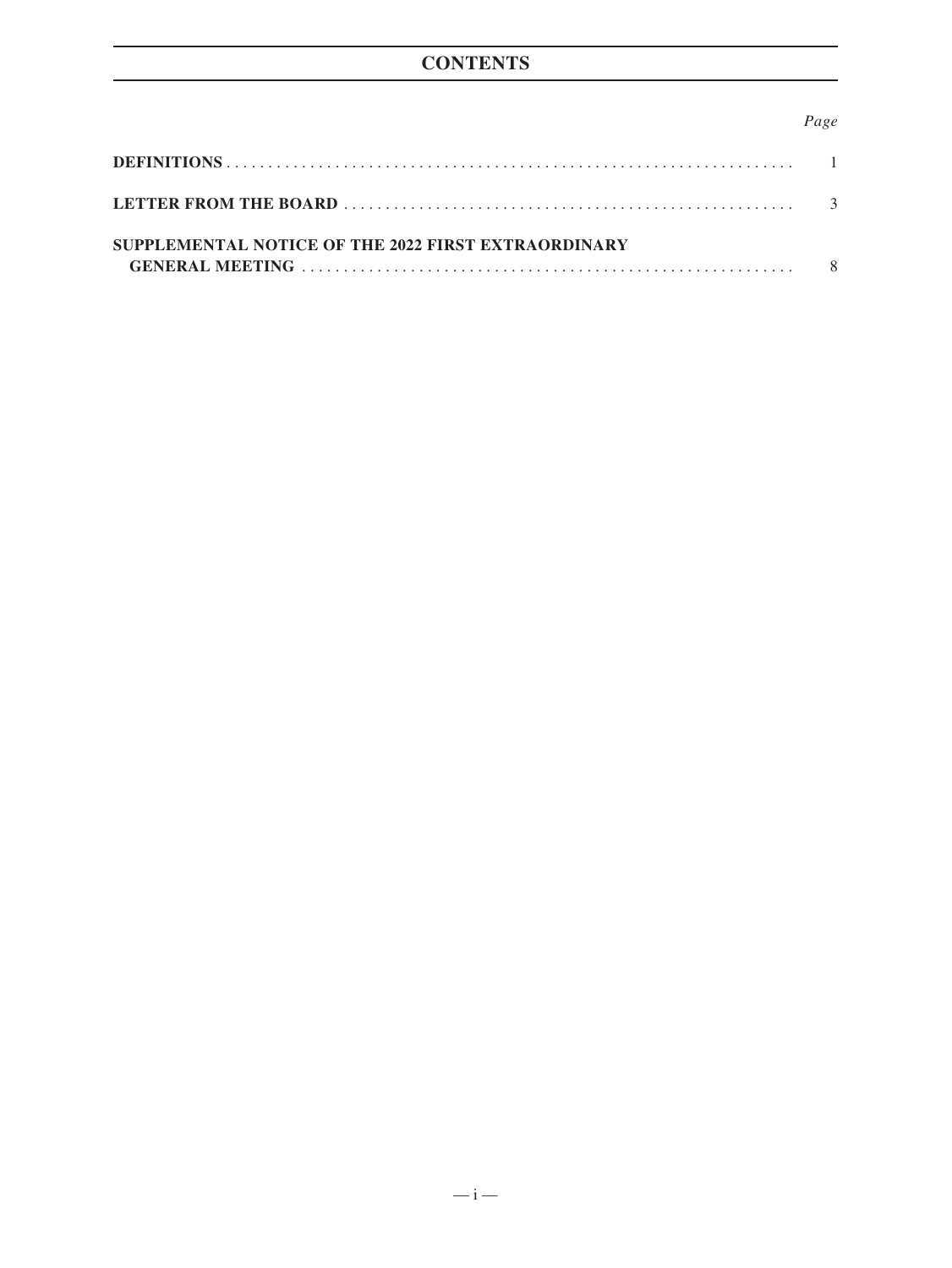# CONTENTS

| | *Page* |
|---|---|
| **DEFINITIONS** | 1 |
| **LETTER FROM THE BOARD** | 3 |
| **SUPPLEMENTAL NOTICE OF THE 2022 FIRST EXTRAORDINARY GENERAL MEETING** | 8 |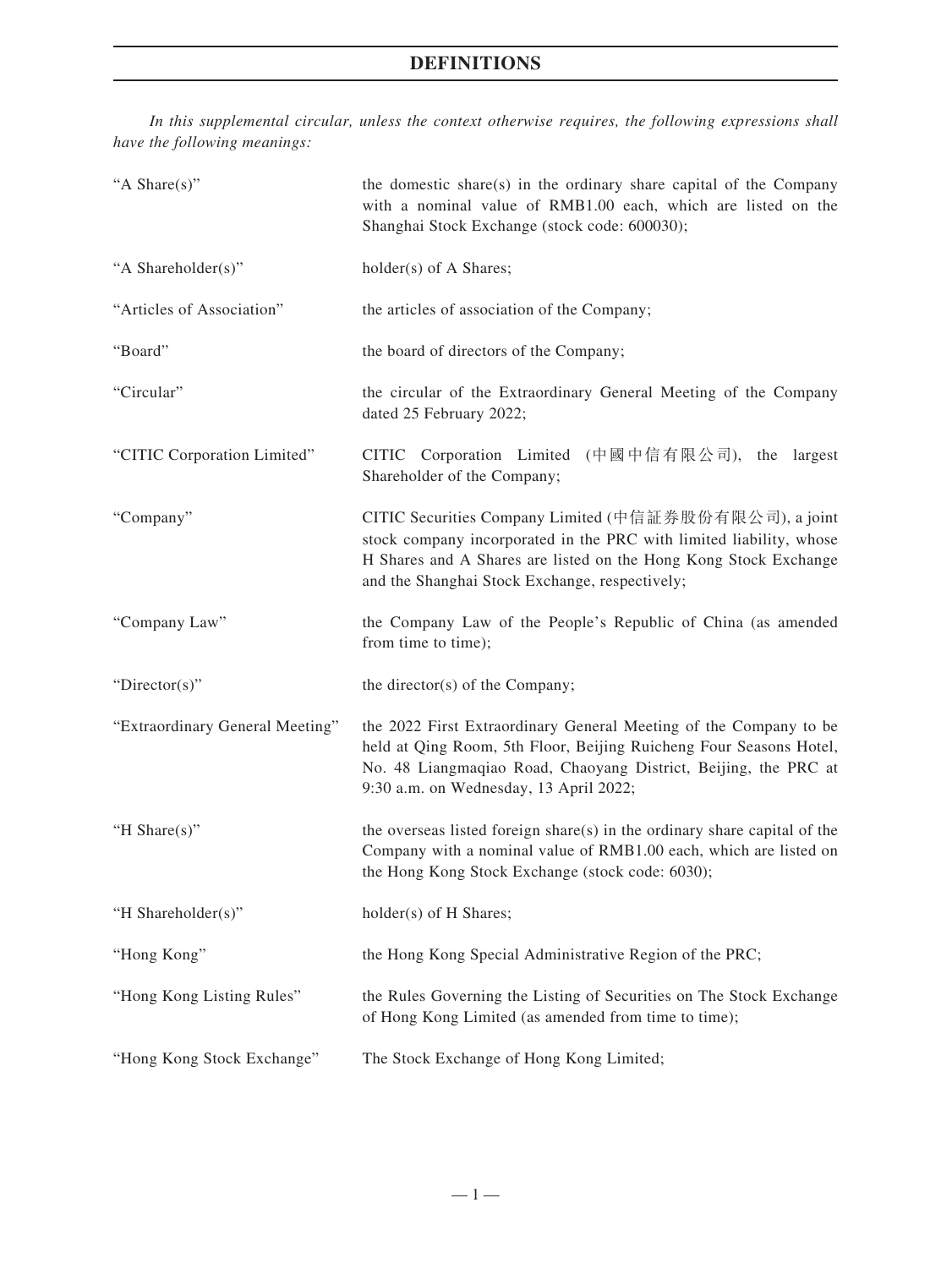# DEFINITIONS

*In this supplemental circular, unless the context otherwise requires, the following expressions shall have the following meanings:*

| | |
|---|---|
| "A Share(s)" | the domestic share(s) in the ordinary share capital of the Company with a nominal value of RMB1.00 each, which are listed on the Shanghai Stock Exchange (stock code: 600030); |
| "A Shareholder(s)" | holder(s) of A Shares; |
| "Articles of Association" | the articles of association of the Company; |
| "Board" | the board of directors of the Company; |
| "Circular" | the circular of the Extraordinary General Meeting of the Company dated 25 February 2022; |
| "CITIC Corporation Limited" | CITIC Corporation Limited (中國中信有限公司), the largest Shareholder of the Company; |
| "Company" | CITIC Securities Company Limited (中信証券股份有限公司), a joint stock company incorporated in the PRC with limited liability, whose H Shares and A Shares are listed on the Hong Kong Stock Exchange and the Shanghai Stock Exchange, respectively; |
| "Company Law" | the Company Law of the People's Republic of China (as amended from time to time); |
| "Director(s)" | the director(s) of the Company; |
| "Extraordinary General Meeting" | the 2022 First Extraordinary General Meeting of the Company to be held at Qing Room, 5th Floor, Beijing Ruicheng Four Seasons Hotel, No. 48 Liangmaqiao Road, Chaoyang District, Beijing, the PRC at 9:30 a.m. on Wednesday, 13 April 2022; |
| "H Share(s)" | the overseas listed foreign share(s) in the ordinary share capital of the Company with a nominal value of RMB1.00 each, which are listed on the Hong Kong Stock Exchange (stock code: 6030); |
| "H Shareholder(s)" | holder(s) of H Shares; |
| "Hong Kong" | the Hong Kong Special Administrative Region of the PRC; |
| "Hong Kong Listing Rules" | the Rules Governing the Listing of Securities on The Stock Exchange of Hong Kong Limited (as amended from time to time); |
| "Hong Kong Stock Exchange" | The Stock Exchange of Hong Kong Limited; |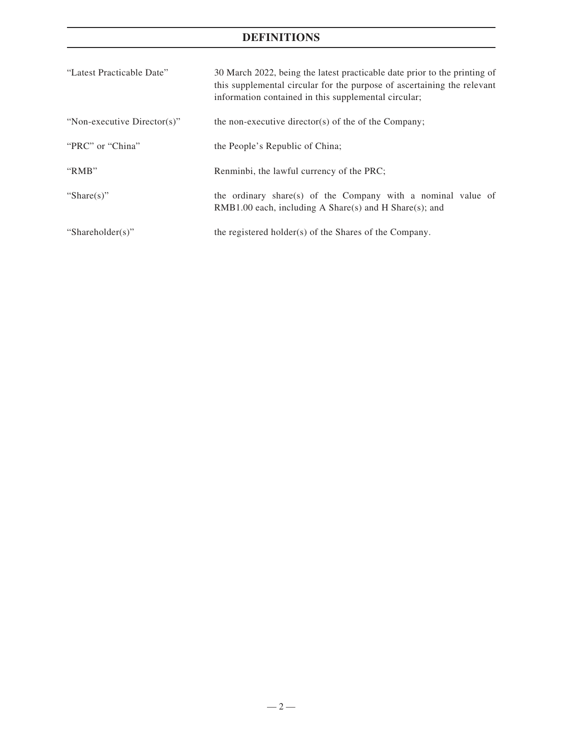# DEFINITIONS

| | |
|---|---|
| "Latest Practicable Date" | 30 March 2022, being the latest practicable date prior to the printing of this supplemental circular for the purpose of ascertaining the relevant information contained in this supplemental circular; |
| "Non-executive Director(s)" | the non-executive director(s) of the of the Company; |
| "PRC" or "China" | the People's Republic of China; |
| "RMB" | Renminbi, the lawful currency of the PRC; |
| "Share(s)" | the ordinary share(s) of the Company with a nominal value of RMB1.00 each, including A Share(s) and H Share(s); and |
| "Shareholder(s)" | the registered holder(s) of the Shares of the Company. |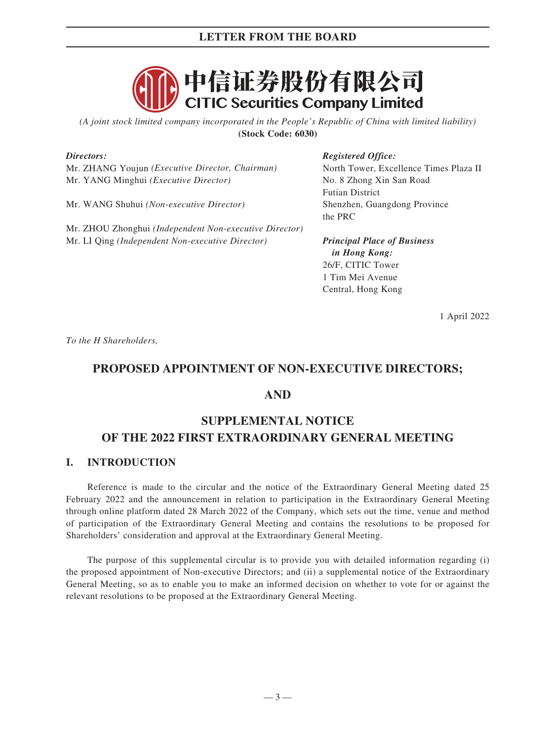# 中信证券股份有限公司
# CITIC Securities Company Limited

*(A joint stock limited company incorporated in the People's Republic of China with limited liability)*
**(Stock Code: 6030)**

***Directors:***
Mr. ZHANG Youjun *(Executive Director, Chairman)*
Mr. YANG Minghui *(Executive Director)*

Mr. WANG Shuhui *(Non-executive Director)*

Mr. ZHOU Zhonghui *(Independent Non-executive Director)*
Mr. LI Qing *(Independent Non-executive Director)*

***Registered Office:***
North Tower, Excellence Times Plaza II
No. 8 Zhong Xin San Road
Futian District
Shenzhen, Guangdong Province
the PRC

***Principal Place of Business in Hong Kong:***
26/F, CITIC Tower
1 Tim Mei Avenue
Central, Hong Kong

1 April 2022

*To the H Shareholders,*

## PROPOSED APPOINTMENT OF NON-EXECUTIVE DIRECTORS;

## AND

## SUPPLEMENTAL NOTICE OF THE 2022 FIRST EXTRAORDINARY GENERAL MEETING

### I. INTRODUCTION

Reference is made to the circular and the notice of the Extraordinary General Meeting dated 25 February 2022 and the announcement in relation to participation in the Extraordinary General Meeting through online platform dated 28 March 2022 of the Company, which sets out the time, venue and method of participation of the Extraordinary General Meeting and contains the resolutions to be proposed for Shareholders' consideration and approval at the Extraordinary General Meeting.

The purpose of this supplemental circular is to provide you with detailed information regarding (i) the proposed appointment of Non-executive Directors; and (ii) a supplemental notice of the Extraordinary General Meeting, so as to enable you to make an informed decision on whether to vote for or against the relevant resolutions to be proposed at the Extraordinary General Meeting.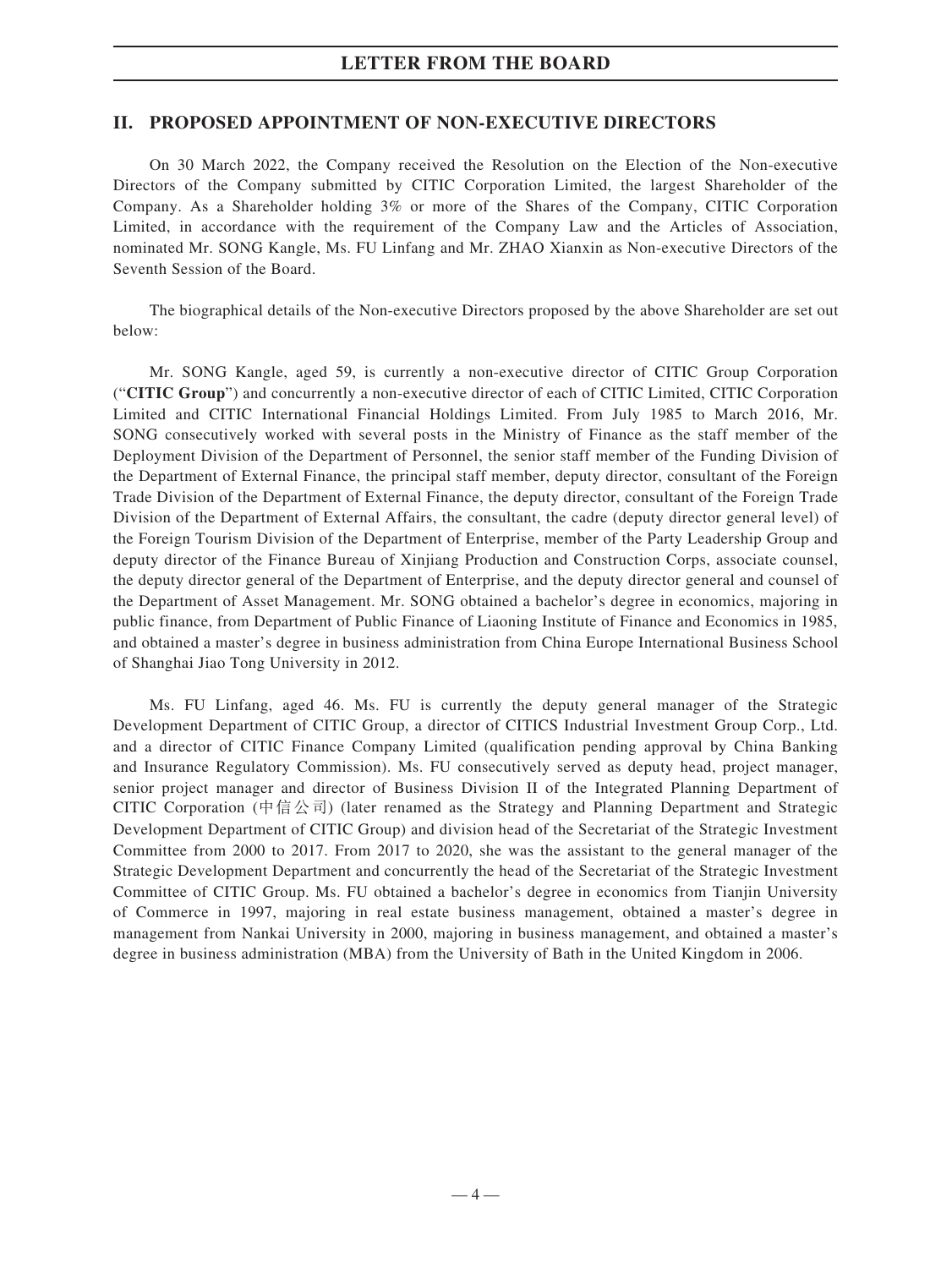## II. PROPOSED APPOINTMENT OF NON-EXECUTIVE DIRECTORS

On 30 March 2022, the Company received the Resolution on the Election of the Non-executive Directors of the Company submitted by CITIC Corporation Limited, the largest Shareholder of the Company. As a Shareholder holding 3% or more of the Shares of the Company, CITIC Corporation Limited, in accordance with the requirement of the Company Law and the Articles of Association, nominated Mr. SONG Kangle, Ms. FU Linfang and Mr. ZHAO Xianxin as Non-executive Directors of the Seventh Session of the Board.

The biographical details of the Non-executive Directors proposed by the above Shareholder are set out below:

Mr. SONG Kangle, aged 59, is currently a non-executive director of CITIC Group Corporation ("**CITIC Group**") and concurrently a non-executive director of each of CITIC Limited, CITIC Corporation Limited and CITIC International Financial Holdings Limited. From July 1985 to March 2016, Mr. SONG consecutively worked with several posts in the Ministry of Finance as the staff member of the Deployment Division of the Department of Personnel, the senior staff member of the Funding Division of the Department of External Finance, the principal staff member, deputy director, consultant of the Foreign Trade Division of the Department of External Finance, the deputy director, consultant of the Foreign Trade Division of the Department of External Affairs, the consultant, the cadre (deputy director general level) of the Foreign Tourism Division of the Department of Enterprise, member of the Party Leadership Group and deputy director of the Finance Bureau of Xinjiang Production and Construction Corps, associate counsel, the deputy director general of the Department of Enterprise, and the deputy director general and counsel of the Department of Asset Management. Mr. SONG obtained a bachelor's degree in economics, majoring in public finance, from Department of Public Finance of Liaoning Institute of Finance and Economics in 1985, and obtained a master's degree in business administration from China Europe International Business School of Shanghai Jiao Tong University in 2012.

Ms. FU Linfang, aged 46. Ms. FU is currently the deputy general manager of the Strategic Development Department of CITIC Group, a director of CITICS Industrial Investment Group Corp., Ltd. and a director of CITIC Finance Company Limited (qualification pending approval by China Banking and Insurance Regulatory Commission). Ms. FU consecutively served as deputy head, project manager, senior project manager and director of Business Division II of the Integrated Planning Department of CITIC Corporation (中信公司) (later renamed as the Strategy and Planning Department and Strategic Development Department of CITIC Group) and division head of the Secretariat of the Strategic Investment Committee from 2000 to 2017. From 2017 to 2020, she was the assistant to the general manager of the Strategic Development Department and concurrently the head of the Secretariat of the Strategic Investment Committee of CITIC Group. Ms. FU obtained a bachelor's degree in economics from Tianjin University of Commerce in 1997, majoring in real estate business management, obtained a master's degree in management from Nankai University in 2000, majoring in business management, and obtained a master's degree in business administration (MBA) from the University of Bath in the United Kingdom in 2006.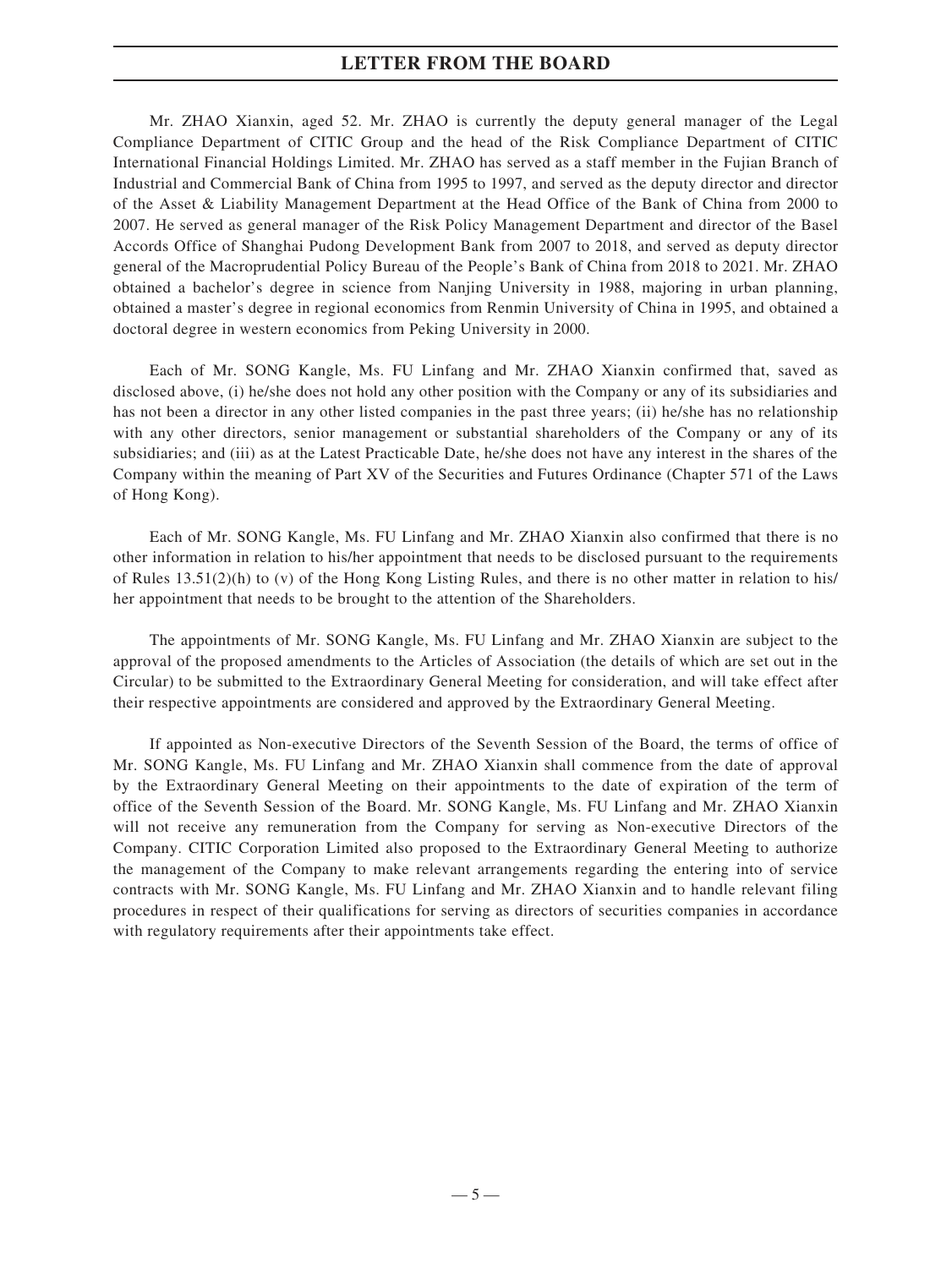Mr. ZHAO Xianxin, aged 52. Mr. ZHAO is currently the deputy general manager of the Legal Compliance Department of CITIC Group and the head of the Risk Compliance Department of CITIC International Financial Holdings Limited. Mr. ZHAO has served as a staff member in the Fujian Branch of Industrial and Commercial Bank of China from 1995 to 1997, and served as the deputy director and director of the Asset & Liability Management Department at the Head Office of the Bank of China from 2000 to 2007. He served as general manager of the Risk Policy Management Department and director of the Basel Accords Office of Shanghai Pudong Development Bank from 2007 to 2018, and served as deputy director general of the Macroprudential Policy Bureau of the People's Bank of China from 2018 to 2021. Mr. ZHAO obtained a bachelor's degree in science from Nanjing University in 1988, majoring in urban planning, obtained a master's degree in regional economics from Renmin University of China in 1995, and obtained a doctoral degree in western economics from Peking University in 2000.

Each of Mr. SONG Kangle, Ms. FU Linfang and Mr. ZHAO Xianxin confirmed that, saved as disclosed above, (i) he/she does not hold any other position with the Company or any of its subsidiaries and has not been a director in any other listed companies in the past three years; (ii) he/she has no relationship with any other directors, senior management or substantial shareholders of the Company or any of its subsidiaries; and (iii) as at the Latest Practicable Date, he/she does not have any interest in the shares of the Company within the meaning of Part XV of the Securities and Futures Ordinance (Chapter 571 of the Laws of Hong Kong).

Each of Mr. SONG Kangle, Ms. FU Linfang and Mr. ZHAO Xianxin also confirmed that there is no other information in relation to his/her appointment that needs to be disclosed pursuant to the requirements of Rules 13.51(2)(h) to (v) of the Hong Kong Listing Rules, and there is no other matter in relation to his/her appointment that needs to be brought to the attention of the Shareholders.

The appointments of Mr. SONG Kangle, Ms. FU Linfang and Mr. ZHAO Xianxin are subject to the approval of the proposed amendments to the Articles of Association (the details of which are set out in the Circular) to be submitted to the Extraordinary General Meeting for consideration, and will take effect after their respective appointments are considered and approved by the Extraordinary General Meeting.

If appointed as Non-executive Directors of the Seventh Session of the Board, the terms of office of Mr. SONG Kangle, Ms. FU Linfang and Mr. ZHAO Xianxin shall commence from the date of approval by the Extraordinary General Meeting on their appointments to the date of expiration of the term of office of the Seventh Session of the Board. Mr. SONG Kangle, Ms. FU Linfang and Mr. ZHAO Xianxin will not receive any remuneration from the Company for serving as Non-executive Directors of the Company. CITIC Corporation Limited also proposed to the Extraordinary General Meeting to authorize the management of the Company to make relevant arrangements regarding the entering into of service contracts with Mr. SONG Kangle, Ms. FU Linfang and Mr. ZHAO Xianxin and to handle relevant filing procedures in respect of their qualifications for serving as directors of securities companies in accordance with regulatory requirements after their appointments take effect.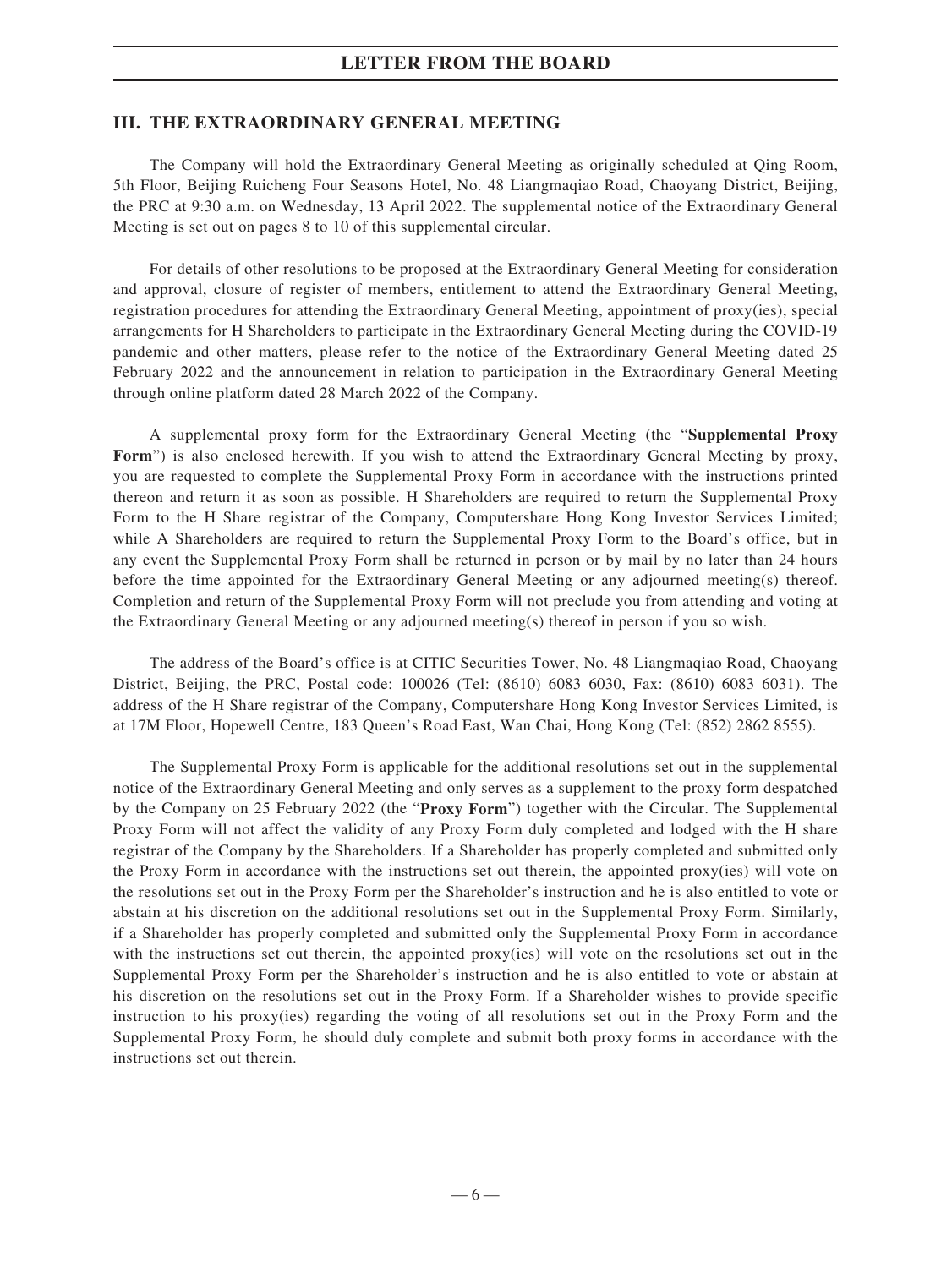## III. THE EXTRAORDINARY GENERAL MEETING

The Company will hold the Extraordinary General Meeting as originally scheduled at Qing Room, 5th Floor, Beijing Ruicheng Four Seasons Hotel, No. 48 Liangmaqiao Road, Chaoyang District, Beijing, the PRC at 9:30 a.m. on Wednesday, 13 April 2022. The supplemental notice of the Extraordinary General Meeting is set out on pages 8 to 10 of this supplemental circular.

For details of other resolutions to be proposed at the Extraordinary General Meeting for consideration and approval, closure of register of members, entitlement to attend the Extraordinary General Meeting, registration procedures for attending the Extraordinary General Meeting, appointment of proxy(ies), special arrangements for H Shareholders to participate in the Extraordinary General Meeting during the COVID-19 pandemic and other matters, please refer to the notice of the Extraordinary General Meeting dated 25 February 2022 and the announcement in relation to participation in the Extraordinary General Meeting through online platform dated 28 March 2022 of the Company.

A supplemental proxy form for the Extraordinary General Meeting (the "**Supplemental Proxy Form**") is also enclosed herewith. If you wish to attend the Extraordinary General Meeting by proxy, you are requested to complete the Supplemental Proxy Form in accordance with the instructions printed thereon and return it as soon as possible. H Shareholders are required to return the Supplemental Proxy Form to the H Share registrar of the Company, Computershare Hong Kong Investor Services Limited; while A Shareholders are required to return the Supplemental Proxy Form to the Board's office, but in any event the Supplemental Proxy Form shall be returned in person or by mail by no later than 24 hours before the time appointed for the Extraordinary General Meeting or any adjourned meeting(s) thereof. Completion and return of the Supplemental Proxy Form will not preclude you from attending and voting at the Extraordinary General Meeting or any adjourned meeting(s) thereof in person if you so wish.

The address of the Board's office is at CITIC Securities Tower, No. 48 Liangmaqiao Road, Chaoyang District, Beijing, the PRC, Postal code: 100026 (Tel: (8610) 6083 6030, Fax: (8610) 6083 6031). The address of the H Share registrar of the Company, Computershare Hong Kong Investor Services Limited, is at 17M Floor, Hopewell Centre, 183 Queen's Road East, Wan Chai, Hong Kong (Tel: (852) 2862 8555).

The Supplemental Proxy Form is applicable for the additional resolutions set out in the supplemental notice of the Extraordinary General Meeting and only serves as a supplement to the proxy form despatched by the Company on 25 February 2022 (the "**Proxy Form**") together with the Circular. The Supplemental Proxy Form will not affect the validity of any Proxy Form duly completed and lodged with the H share registrar of the Company by the Shareholders. If a Shareholder has properly completed and submitted only the Proxy Form in accordance with the instructions set out therein, the appointed proxy(ies) will vote on the resolutions set out in the Proxy Form per the Shareholder's instruction and he is also entitled to vote or abstain at his discretion on the additional resolutions set out in the Supplemental Proxy Form. Similarly, if a Shareholder has properly completed and submitted only the Supplemental Proxy Form in accordance with the instructions set out therein, the appointed proxy(ies) will vote on the resolutions set out in the Supplemental Proxy Form per the Shareholder's instruction and he is also entitled to vote or abstain at his discretion on the resolutions set out in the Proxy Form. If a Shareholder wishes to provide specific instruction to his proxy(ies) regarding the voting of all resolutions set out in the Proxy Form and the Supplemental Proxy Form, he should duly complete and submit both proxy forms in accordance with the instructions set out therein.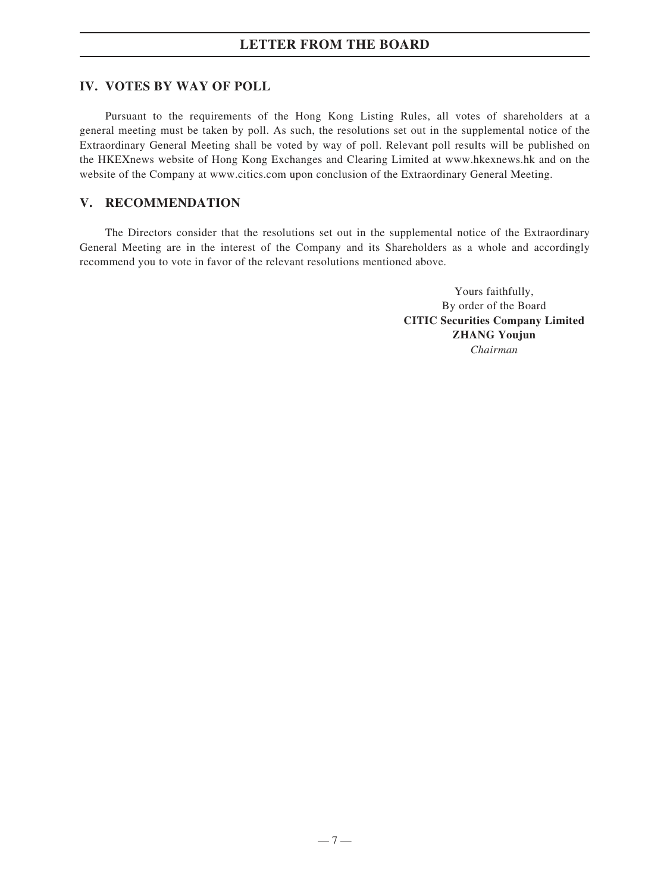## IV. VOTES BY WAY OF POLL

Pursuant to the requirements of the Hong Kong Listing Rules, all votes of shareholders at a general meeting must be taken by poll. As such, the resolutions set out in the supplemental notice of the Extraordinary General Meeting shall be voted by way of poll. Relevant poll results will be published on the HKEXnews website of Hong Kong Exchanges and Clearing Limited at www.hkexnews.hk and on the website of the Company at www.citics.com upon conclusion of the Extraordinary General Meeting.

## V. RECOMMENDATION

The Directors consider that the resolutions set out in the supplemental notice of the Extraordinary General Meeting are in the interest of the Company and its Shareholders as a whole and accordingly recommend you to vote in favor of the relevant resolutions mentioned above.

Yours faithfully,
By order of the Board
**CITIC Securities Company Limited**
**ZHANG Youjun**
*Chairman*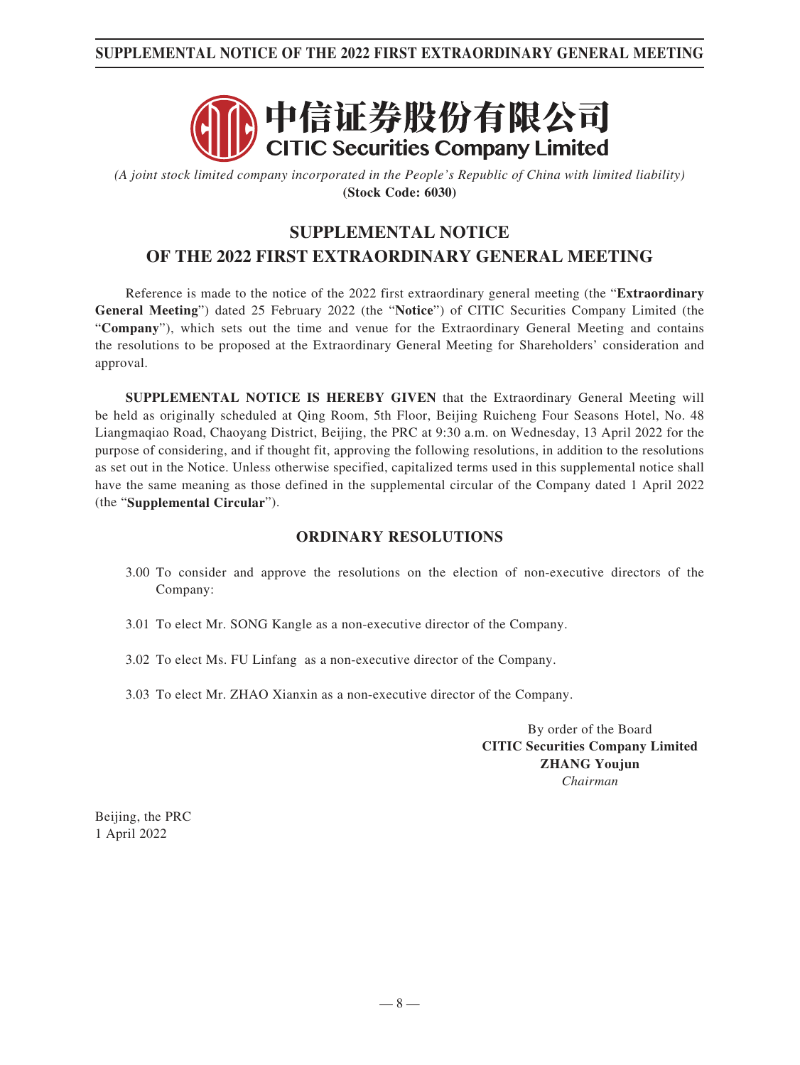中信证券股份有限公司
**CITIC Securities Company Limited**

*(A joint stock limited company incorporated in the People's Republic of China with limited liability)*
**(Stock Code: 6030)**

# SUPPLEMENTAL NOTICE OF THE 2022 FIRST EXTRAORDINARY GENERAL MEETING

Reference is made to the notice of the 2022 first extraordinary general meeting (the "**Extraordinary General Meeting**") dated 25 February 2022 (the "**Notice**") of CITIC Securities Company Limited (the "**Company**"), which sets out the time and venue for the Extraordinary General Meeting and contains the resolutions to be proposed at the Extraordinary General Meeting for Shareholders' consideration and approval.

**SUPPLEMENTAL NOTICE IS HEREBY GIVEN** that the Extraordinary General Meeting will be held as originally scheduled at Qing Room, 5th Floor, Beijing Ruicheng Four Seasons Hotel, No. 48 Liangmaqiao Road, Chaoyang District, Beijing, the PRC at 9:30 a.m. on Wednesday, 13 April 2022 for the purpose of considering, and if thought fit, approving the following resolutions, in addition to the resolutions as set out in the Notice. Unless otherwise specified, capitalized terms used in this supplemental notice shall have the same meaning as those defined in the supplemental circular of the Company dated 1 April 2022 (the "**Supplemental Circular**").

## ORDINARY RESOLUTIONS

3.00 To consider and approve the resolutions on the election of non-executive directors of the Company:

3.01 To elect Mr. SONG Kangle as a non-executive director of the Company.

3.02 To elect Ms. FU Linfang as a non-executive director of the Company.

3.03 To elect Mr. ZHAO Xianxin as a non-executive director of the Company.

By order of the Board
**CITIC Securities Company Limited**
**ZHANG Youjun**
*Chairman*

Beijing, the PRC
1 April 2022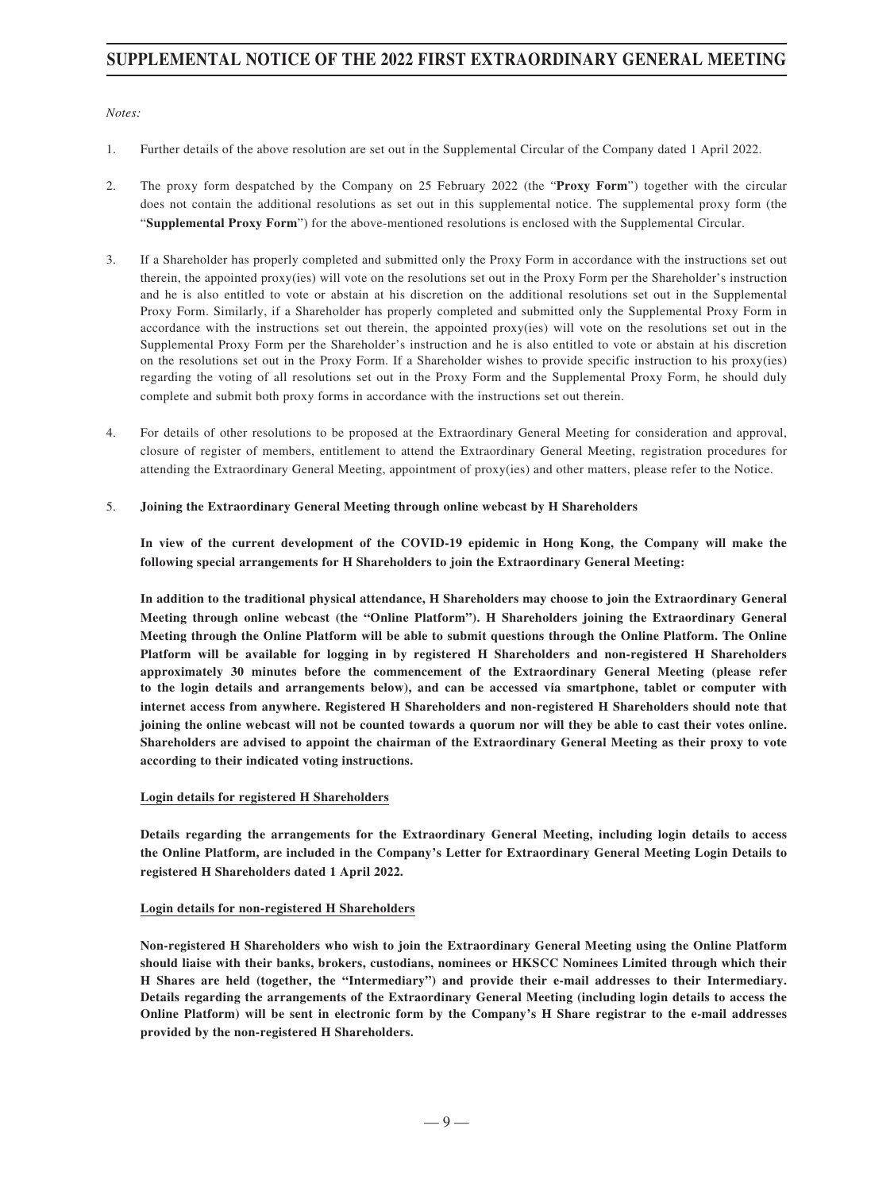*Notes:*

1. Further details of the above resolution are set out in the Supplemental Circular of the Company dated 1 April 2022.

2. The proxy form despatched by the Company on 25 February 2022 (the "**Proxy Form**") together with the circular does not contain the additional resolutions as set out in this supplemental notice. The supplemental proxy form (the "**Supplemental Proxy Form**") for the above-mentioned resolutions is enclosed with the Supplemental Circular.

3. If a Shareholder has properly completed and submitted only the Proxy Form in accordance with the instructions set out therein, the appointed proxy(ies) will vote on the resolutions set out in the Proxy Form per the Shareholder's instruction and he is also entitled to vote or abstain at his discretion on the additional resolutions set out in the Supplemental Proxy Form. Similarly, if a Shareholder has properly completed and submitted only the Supplemental Proxy Form in accordance with the instructions set out therein, the appointed proxy(ies) will vote on the resolutions set out in the Supplemental Proxy Form per the Shareholder's instruction and he is also entitled to vote or abstain at his discretion on the resolutions set out in the Proxy Form. If a Shareholder wishes to provide specific instruction to his proxy(ies) regarding the voting of all resolutions set out in the Proxy Form and the Supplemental Proxy Form, he should duly complete and submit both proxy forms in accordance with the instructions set out therein.

4. For details of other resolutions to be proposed at the Extraordinary General Meeting for consideration and approval, closure of register of members, entitlement to attend the Extraordinary General Meeting, registration procedures for attending the Extraordinary General Meeting, appointment of proxy(ies) and other matters, please refer to the Notice.

5. **Joining the Extraordinary General Meeting through online webcast by H Shareholders**

   **In view of the current development of the COVID-19 epidemic in Hong Kong, the Company will make the following special arrangements for H Shareholders to join the Extraordinary General Meeting:**

   **In addition to the traditional physical attendance, H Shareholders may choose to join the Extraordinary General Meeting through online webcast (the "Online Platform"). H Shareholders joining the Extraordinary General Meeting through the Online Platform will be able to submit questions through the Online Platform. The Online Platform will be available for logging in by registered H Shareholders and non-registered H Shareholders approximately 30 minutes before the commencement of the Extraordinary General Meeting (please refer to the login details and arrangements below), and can be accessed via smartphone, tablet or computer with internet access from anywhere. Registered H Shareholders and non-registered H Shareholders should note that joining the online webcast will not be counted towards a quorum nor will they be able to cast their votes online. Shareholders are advised to appoint the chairman of the Extraordinary General Meeting as their proxy to vote according to their indicated voting instructions.**

   **<u>Login details for registered H Shareholders</u>**

   **Details regarding the arrangements for the Extraordinary General Meeting, including login details to access the Online Platform, are included in the Company's Letter for Extraordinary General Meeting Login Details to registered H Shareholders dated 1 April 2022.**

   **<u>Login details for non-registered H Shareholders</u>**

   **Non-registered H Shareholders who wish to join the Extraordinary General Meeting using the Online Platform should liaise with their banks, brokers, custodians, nominees or HKSCC Nominees Limited through which their H Shares are held (together, the "Intermediary") and provide their e-mail addresses to their Intermediary. Details regarding the arrangements of the Extraordinary General Meeting (including login details to access the Online Platform) will be sent in electronic form by the Company's H Share registrar to the e-mail addresses provided by the non-registered H Shareholders.**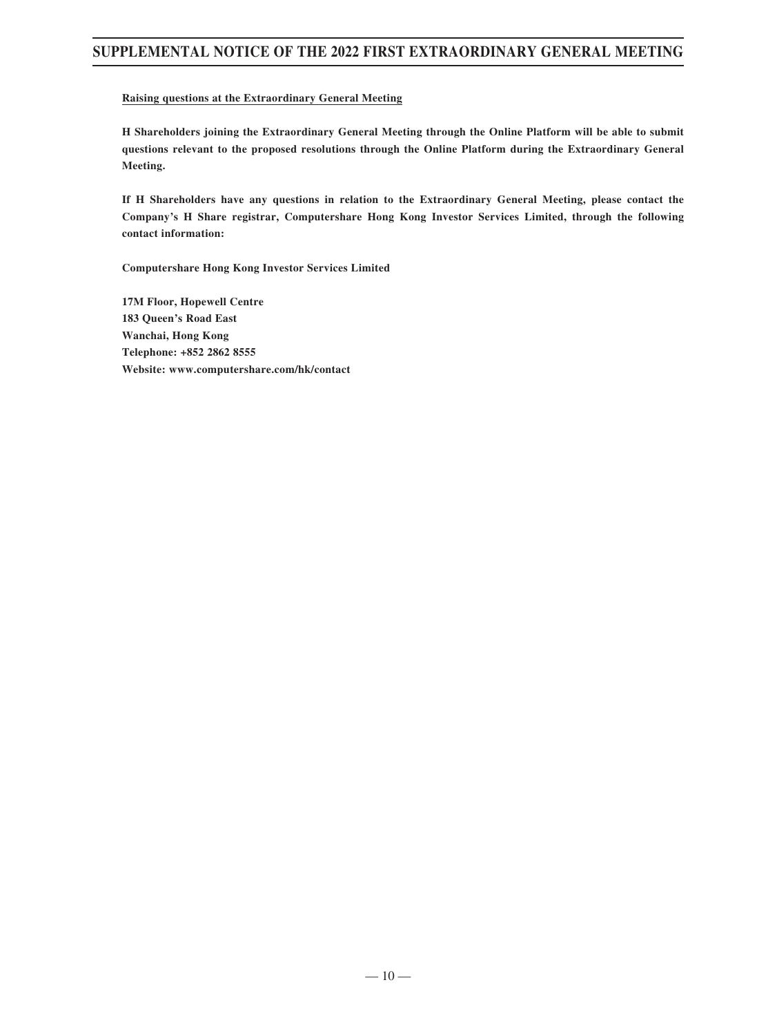**Raising questions at the Extraordinary General Meeting**

**H Shareholders joining the Extraordinary General Meeting through the Online Platform will be able to submit questions relevant to the proposed resolutions through the Online Platform during the Extraordinary General Meeting.**

**If H Shareholders have any questions in relation to the Extraordinary General Meeting, please contact the Company's H Share registrar, Computershare Hong Kong Investor Services Limited, through the following contact information:**

**Computershare Hong Kong Investor Services Limited**

**17M Floor, Hopewell Centre**
**183 Queen's Road East**
**Wanchai, Hong Kong**
**Telephone: +852 2862 8555**
**Website: www.computershare.com/hk/contact**